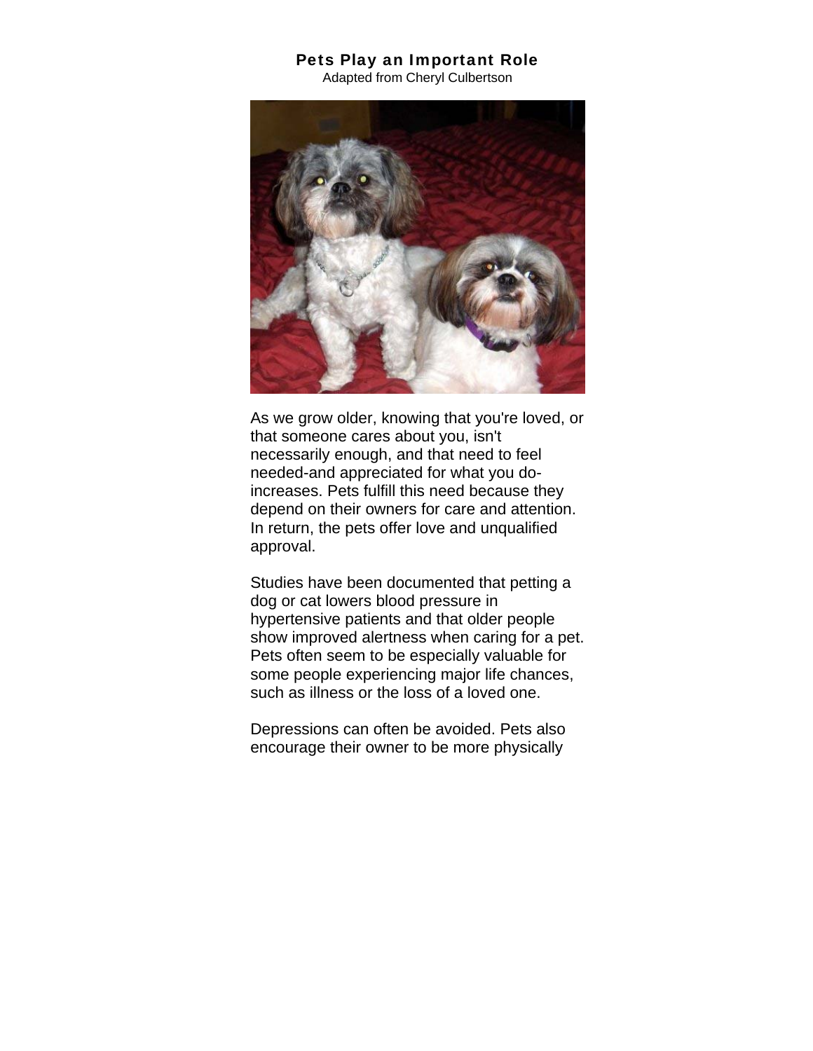# Pets Play an Important Role

Adapted from Cheryl Culbertson

As we grow older, knowing that you're loved, or that someone cares about you, isn't necessarily enough, and that need to feel needed-and appreciated for what you do-increases. Pets fulfill this need because they depend on their owners for care and attention. In return, the pets offer love and unqualified approval.

Studies have been documented that petting a dog or cat lowers blood pressure in hypertensive patients and that older people show improved alertness when caring for a pet. Pets often seem to be especially valuable for some people experiencing major life chances, such as illness or the loss of a loved one.

Depressions can often be avoided. Pets also encourage their owner to be more physically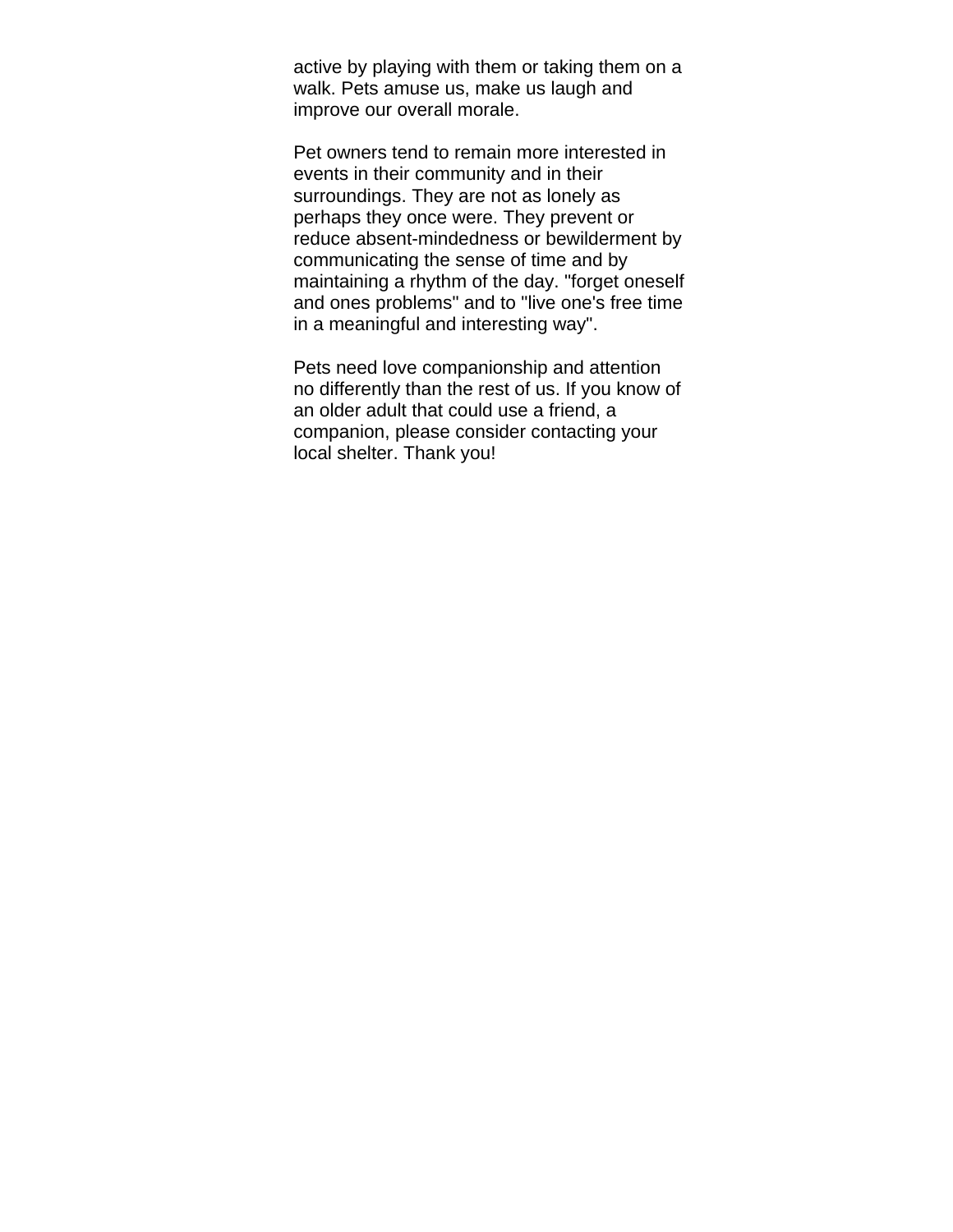active by playing with them or taking them on a walk. Pets amuse us, make us laugh and improve our overall morale.

Pet owners tend to remain more interested in events in their community and in their surroundings. They are not as lonely as perhaps they once were. They prevent or reduce absent-mindedness or bewilderment by communicating the sense of time and by maintaining a rhythm of the day. "forget oneself and ones problems" and to "live one's free time in a meaningful and interesting way".

Pets need love companionship and attention no differently than the rest of us. If you know of an older adult that could use a friend, a companion, please consider contacting your local shelter. Thank you!